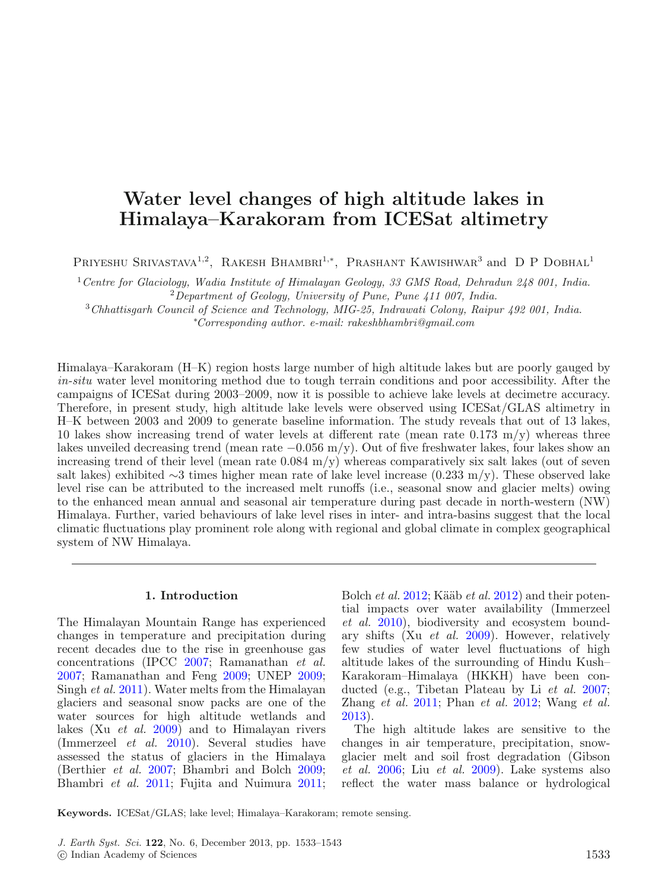# Water level changes of high altitude lakes in Himalaya–Karakoram from ICESat altimetry

Priyeshu Srivastava[1,2], Rakesh Bhambri[1,*], Prashant Kawishwar[3] and D P Dobhal[1]

[1] *Centre for Glaciology, Wadia Institute of Himalayan Geology, 33 GMS Road, Dehradun 248 001, India.*
[2] *Department of Geology, University of Pune, Pune 411 007, India.*
[3] *Chhattisgarh Council of Science and Technology, MIG-25, Indrawati Colony, Raipur 492 001, India.*
[*] *Corresponding author. e-mail: rakeshbhambri@gmail.com*

Himalaya–Karakoram (H–K) region hosts large number of high altitude lakes but are poorly gauged by *in-situ* water level monitoring method due to tough terrain conditions and poor accessibility. After the campaigns of ICESat during 2003–2009, now it is possible to achieve lake levels at decimetre accuracy. Therefore, in present study, high altitude lake levels were observed using ICESat/GLAS altimetry in H–K between 2003 and 2009 to generate baseline information. The study reveals that out of 13 lakes, 10 lakes show increasing trend of water levels at different rate (mean rate 0.173 m/y) whereas three lakes unveiled decreasing trend (mean rate −0.056 m/y). Out of five freshwater lakes, four lakes show an increasing trend of their level (mean rate 0.084 m/y) whereas comparatively six salt lakes (out of seven salt lakes) exhibited ∼3 times higher mean rate of lake level increase (0.233 m/y). These observed lake level rise can be attributed to the increased melt runoffs (i.e., seasonal snow and glacier melts) owing to the enhanced mean annual and seasonal air temperature during past decade in north-western (NW) Himalaya. Further, varied behaviours of lake level rises in inter- and intra-basins suggest that the local climatic fluctuations play prominent role along with regional and global climate in complex geographical system of NW Himalaya.

## 1. Introduction

The Himalayan Mountain Range has experienced changes in temperature and precipitation during recent decades due to the rise in greenhouse gas concentrations (IPCC 2007; Ramanathan *et al.* 2007; Ramanathan and Feng 2009; UNEP 2009; Singh *et al.* 2011). Water melts from the Himalayan glaciers and seasonal snow packs are one of the water sources for high altitude wetlands and lakes (Xu *et al.* 2009) and to Himalayan rivers (Immerzeel *et al.* 2010). Several studies have assessed the status of glaciers in the Himalaya (Berthier *et al.* 2007; Bhambri and Bolch 2009; Bhambri *et al.* 2011; Fujita and Nuimura 2011; Bolch *et al.* 2012; Kääb *et al.* 2012) and their potential impacts over water availability (Immerzeel *et al.* 2010), biodiversity and ecosystem boundary shifts (Xu *et al.* 2009). However, relatively few studies of water level fluctuations of high altitude lakes of the surrounding of Hindu Kush–Karakoram–Himalaya (HKKH) have been conducted (e.g., Tibetan Plateau by Li *et al.* 2007; Zhang *et al.* 2011; Phan *et al.* 2012; Wang *et al.* 2013).

The high altitude lakes are sensitive to the changes in air temperature, precipitation, snow-glacier melt and soil frost degradation (Gibson *et al.* 2006; Liu *et al.* 2009). Lake systems also reflect the water mass balance or hydrological

**Keywords.** ICESat/GLAS; lake level; Himalaya–Karakoram; remote sensing.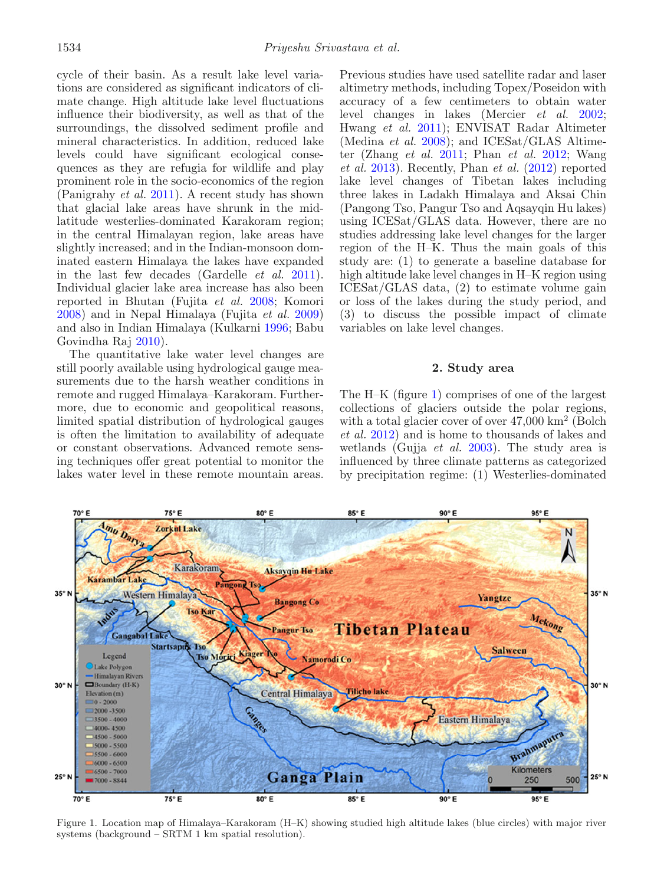cycle of their basin. As a result lake level variations are considered as significant indicators of climate change. High altitude lake level fluctuations influence their biodiversity, as well as that of the surroundings, the dissolved sediment profile and mineral characteristics. In addition, reduced lake levels could have significant ecological consequences as they are refugia for wildlife and play prominent role in the socio-economics of the region (Panigrahy *et al.* 2011). A recent study has shown that glacial lake areas have shrunk in the mid-latitude westerlies-dominated Karakoram region; in the central Himalayan region, lake areas have slightly increased; and in the Indian-monsoon dominated eastern Himalaya the lakes have expanded in the last few decades (Gardelle *et al.* 2011). Individual glacier lake area increase has also been reported in Bhutan (Fujita *et al.* 2008; Komori 2008) and in Nepal Himalaya (Fujita *et al.* 2009) and also in Indian Himalaya (Kulkarni 1996; Babu Govindha Raj 2010).

The quantitative lake water level changes are still poorly available using hydrological gauge measurements due to the harsh weather conditions in remote and rugged Himalaya–Karakoram. Furthermore, due to economic and geopolitical reasons, limited spatial distribution of hydrological gauges is often the limitation to availability of adequate or constant observations. Advanced remote sensing techniques offer great potential to monitor the lakes water level in these remote mountain areas. Previous studies have used satellite radar and laser altimetry methods, including Topex/Poseidon with accuracy of a few centimeters to obtain water level changes in lakes (Mercier *et al.* 2002; Hwang *et al.* 2011); ENVISAT Radar Altimeter (Medina *et al.* 2008); and ICESat/GLAS Altimeter (Zhang *et al.* 2011; Phan *et al.* 2012; Wang *et al.* 2013). Recently, Phan *et al.* (2012) reported lake level changes of Tibetan lakes including three lakes in Ladakh Himalaya and Aksai Chin (Pangong Tso, Pangur Tso and Aqsayqin Hu lakes) using ICESat/GLAS data. However, there are no studies addressing lake level changes for the larger region of the H–K. Thus the main goals of this study are: (1) to generate a baseline database for high altitude lake level changes in H–K region using ICESat/GLAS data, (2) to estimate volume gain or loss of the lakes during the study period, and (3) to discuss the possible impact of climate variables on lake level changes.

## 2. Study area

The H–K (figure 1) comprises of one of the largest collections of glaciers outside the polar regions, with a total glacier cover of over 47,000 km$^2$ (Bolch *et al.* 2012) and is home to thousands of lakes and wetlands (Gujja *et al.* 2003). The study area is influenced by three climate patterns as categorized by precipitation regime: (1) Westerlies-dominated

Figure 1. Location map of Himalaya–Karakoram (H–K) showing studied high altitude lakes (blue circles) with major river systems (background – SRTM 1 km spatial resolution).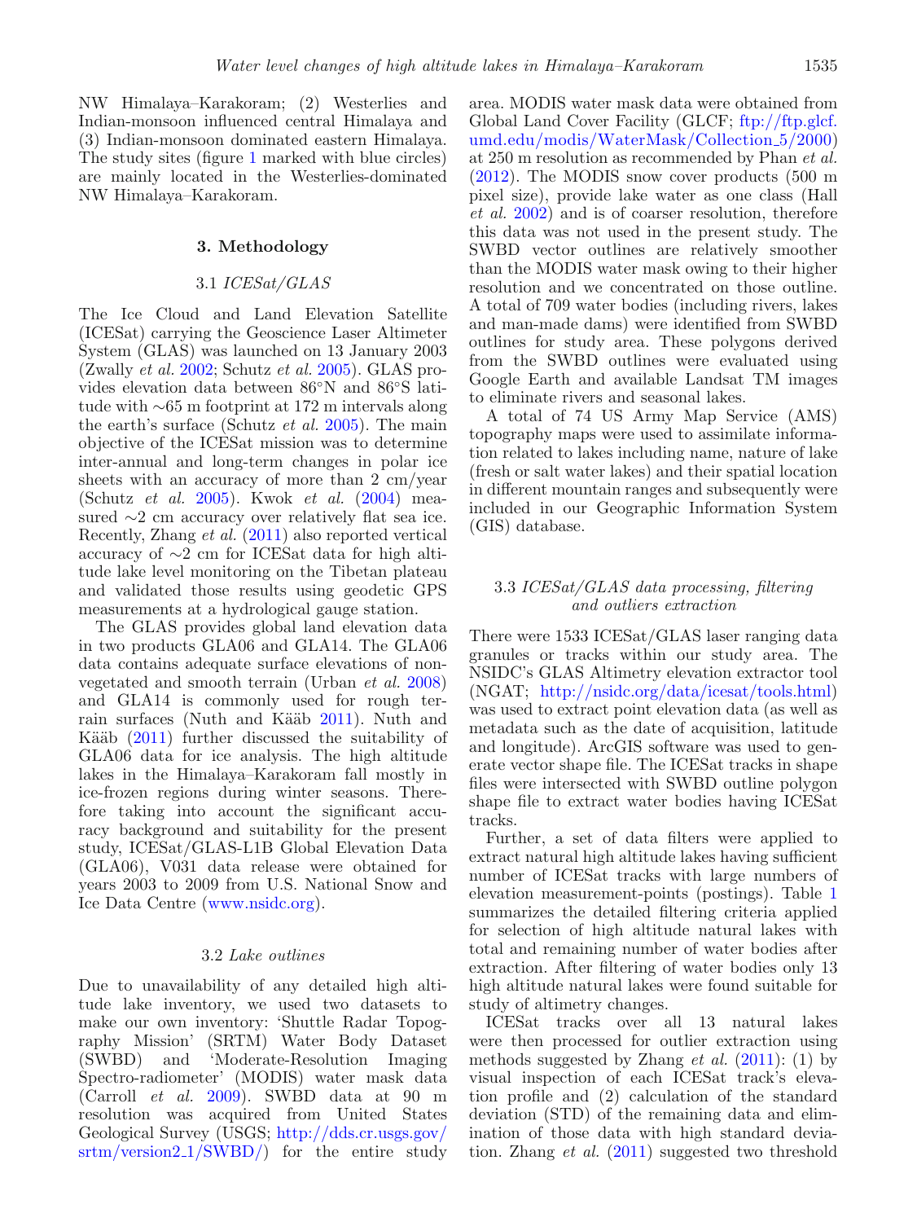NW Himalaya–Karakoram; (2) Westerlies and Indian-monsoon influenced central Himalaya and (3) Indian-monsoon dominated eastern Himalaya. The study sites (figure 1 marked with blue circles) are mainly located in the Westerlies-dominated NW Himalaya–Karakoram.

## 3. Methodology

### 3.1 *ICESat/GLAS*

The Ice Cloud and Land Elevation Satellite (ICESat) carrying the Geoscience Laser Altimeter System (GLAS) was launched on 13 January 2003 (Zwally *et al.* 2002; Schutz *et al.* 2005). GLAS provides elevation data between 86°N and 86°S latitude with ∼65 m footprint at 172 m intervals along the earth's surface (Schutz *et al.* 2005). The main objective of the ICESat mission was to determine inter-annual and long-term changes in polar ice sheets with an accuracy of more than 2 cm/year (Schutz *et al.* 2005). Kwok *et al.* (2004) measured ∼2 cm accuracy over relatively flat sea ice. Recently, Zhang *et al.* (2011) also reported vertical accuracy of ∼2 cm for ICESat data for high altitude lake level monitoring on the Tibetan plateau and validated those results using geodetic GPS measurements at a hydrological gauge station.

The GLAS provides global land elevation data in two products GLA06 and GLA14. The GLA06 data contains adequate surface elevations of non-vegetated and smooth terrain (Urban *et al.* 2008) and GLA14 is commonly used for rough terrain surfaces (Nuth and Kääb 2011). Nuth and Kääb (2011) further discussed the suitability of GLA06 data for ice analysis. The high altitude lakes in the Himalaya–Karakoram fall mostly in ice-frozen regions during winter seasons. Therefore taking into account the significant accuracy background and suitability for the present study, ICESat/GLAS-L1B Global Elevation Data (GLA06), V031 data release were obtained for years 2003 to 2009 from U.S. National Snow and Ice Data Centre (www.nsidc.org).

### 3.2 *Lake outlines*

Due to unavailability of any detailed high altitude lake inventory, we used two datasets to make our own inventory: 'Shuttle Radar Topography Mission' (SRTM) Water Body Dataset (SWBD) and 'Moderate-Resolution Imaging Spectro-radiometer' (MODIS) water mask data (Carroll *et al.* 2009). SWBD data at 90 m resolution was acquired from United States Geological Survey (USGS; http://dds.cr.usgs.gov/srtm/version2_1/SWBD/) for the entire study area. MODIS water mask data were obtained from Global Land Cover Facility (GLCF; ftp://ftp.glcf.umd.edu/modis/WaterMask/Collection_5/2000) at 250 m resolution as recommended by Phan *et al.* (2012). The MODIS snow cover products (500 m pixel size), provide lake water as one class (Hall *et al.* 2002) and is of coarser resolution, therefore this data was not used in the present study. The SWBD vector outlines are relatively smoother than the MODIS water mask owing to their higher resolution and we concentrated on those outline. A total of 709 water bodies (including rivers, lakes and man-made dams) were identified from SWBD outlines for study area. These polygons derived from the SWBD outlines were evaluated using Google Earth and available Landsat TM images to eliminate rivers and seasonal lakes.

A total of 74 US Army Map Service (AMS) topography maps were used to assimilate information related to lakes including name, nature of lake (fresh or salt water lakes) and their spatial location in different mountain ranges and subsequently were included in our Geographic Information System (GIS) database.

### 3.3 *ICESat/GLAS data processing, filtering and outliers extraction*

There were 1533 ICESat/GLAS laser ranging data granules or tracks within our study area. The NSIDC's GLAS Altimetry elevation extractor tool (NGAT; http://nsidc.org/data/icesat/tools.html) was used to extract point elevation data (as well as metadata such as the date of acquisition, latitude and longitude). ArcGIS software was used to generate vector shape file. The ICESat tracks in shape files were intersected with SWBD outline polygon shape file to extract water bodies having ICESat tracks.

Further, a set of data filters were applied to extract natural high altitude lakes having sufficient number of ICESat tracks with large numbers of elevation measurement-points (postings). Table 1 summarizes the detailed filtering criteria applied for selection of high altitude natural lakes with total and remaining number of water bodies after extraction. After filtering of water bodies only 13 high altitude natural lakes were found suitable for study of altimetry changes.

ICESat tracks over all 13 natural lakes were then processed for outlier extraction using methods suggested by Zhang *et al.* (2011): (1) by visual inspection of each ICESat track's elevation profile and (2) calculation of the standard deviation (STD) of the remaining data and elimination of those data with high standard deviation. Zhang *et al.* (2011) suggested two threshold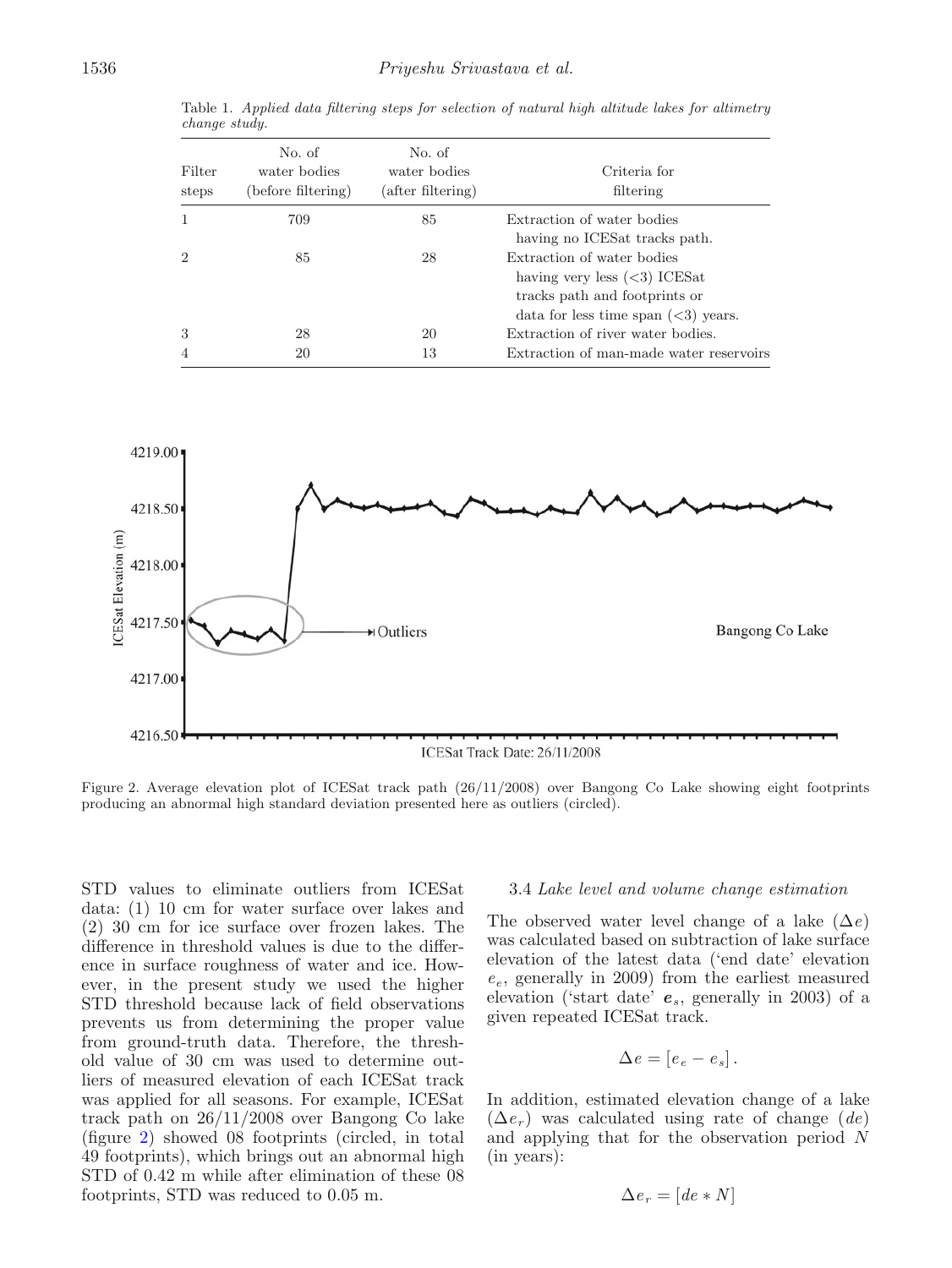Table 1. *Applied data filtering steps for selection of natural high altitude lakes for altimetry change study.*

| Filter steps | No. of water bodies (before filtering) | No. of water bodies (after filtering) | Criteria for filtering |
|---|---|---|---|
| 1 | 709 | 85 | Extraction of water bodies having no ICESat tracks path. |
| 2 | 85 | 28 | Extraction of water bodies having very less (<3) ICESat tracks path and footprints or data for less time span (<3) years. |
| 3 | 28 | 20 | Extraction of river water bodies. |
| 4 | 20 | 13 | Extraction of man-made water reservoirs |

Figure 2. Average elevation plot of ICESat track path (26/11/2008) over Bangong Co Lake showing eight footprints producing an abnormal high standard deviation presented here as outliers (circled).

STD values to eliminate outliers from ICESat data: (1) 10 cm for water surface over lakes and (2) 30 cm for ice surface over frozen lakes. The difference in threshold values is due to the difference in surface roughness of water and ice. However, in the present study we used the higher STD threshold because lack of field observations prevents us from determining the proper value from ground-truth data. Therefore, the threshold value of 30 cm was used to determine outliers of measured elevation of each ICESat track was applied for all seasons. For example, ICESat track path on 26/11/2008 over Bangong Co lake (figure 2) showed 08 footprints (circled, in total 49 footprints), which brings out an abnormal high STD of 0.42 m while after elimination of these 08 footprints, STD was reduced to 0.05 m.

### 3.4 *Lake level and volume change estimation*

The observed water level change of a lake ($\Delta e$) was calculated based on subtraction of lake surface elevation of the latest data ('end date' elevation $e_e$, generally in 2009) from the earliest measured elevation ('start date' $\boldsymbol{e}_s$, generally in 2003) of a given repeated ICESat track.

$$\Delta e = [e_e - e_s]\,.$$

In addition, estimated elevation change of a lake ($\Delta e_r$) was calculated using rate of change ($de$) and applying that for the observation period $N$ (in years):

$$\Delta e_r = [de * N]$$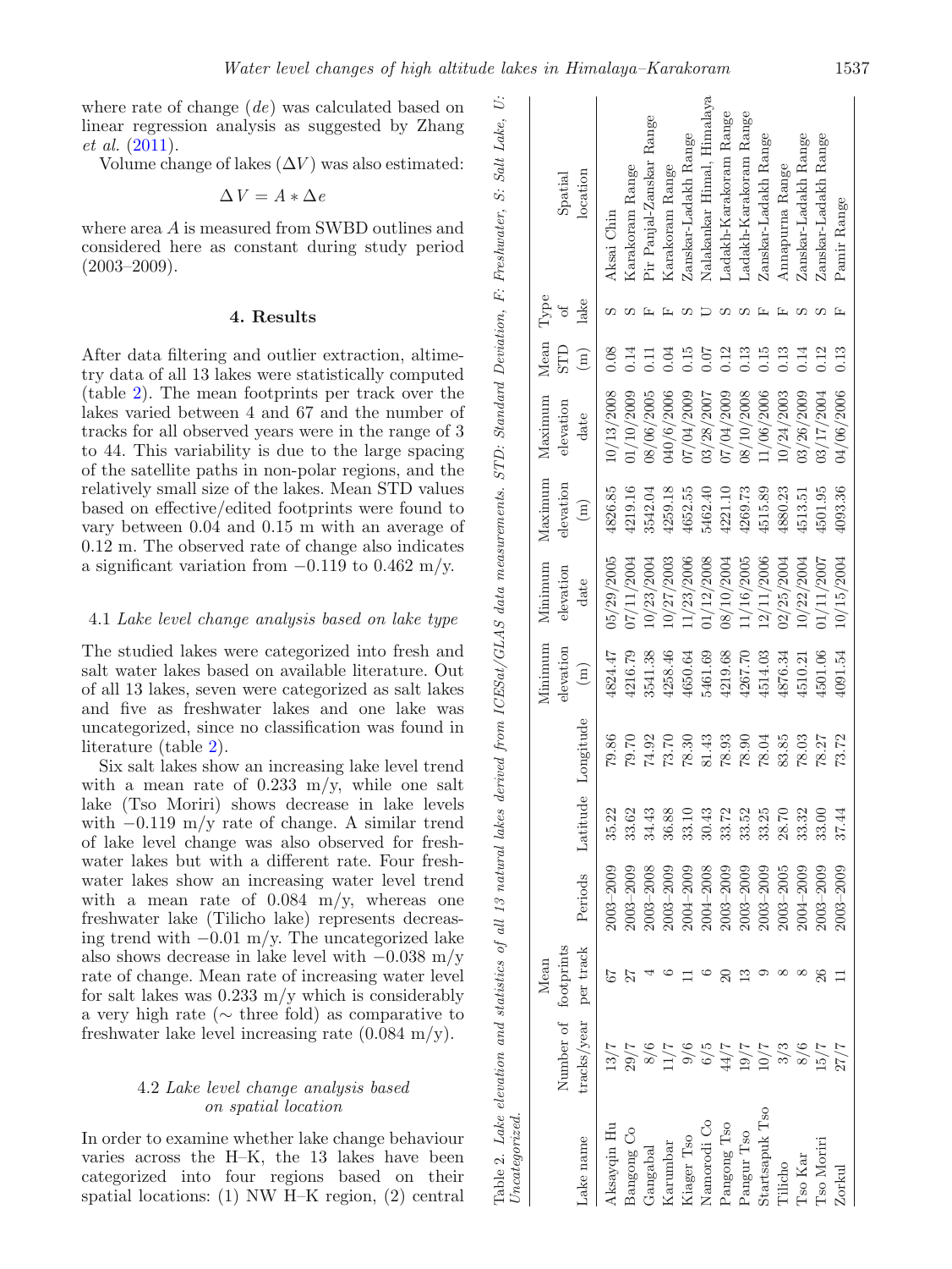where rate of change ($de$) was calculated based on linear regression analysis as suggested by Zhang *et al.* (2011).

Volume change of lakes ($\Delta V$) was also estimated:

$$\Delta V = A * \Delta e$$

where area $A$ is measured from SWBD outlines and considered here as constant during study period (2003–2009).

## 4. Results

After data filtering and outlier extraction, altimetry data of all 13 lakes were statistically computed (table 2). The mean footprints per track over the lakes varied between 4 and 67 and the number of tracks for all observed years were in the range of 3 to 44. This variability is due to the large spacing of the satellite paths in non-polar regions, and the relatively small size of the lakes. Mean STD values based on effective/edited footprints were found to vary between 0.04 and 0.15 m with an average of 0.12 m. The observed rate of change also indicates a significant variation from −0.119 to 0.462 m/y.

### 4.1 *Lake level change analysis based on lake type*

The studied lakes were categorized into fresh and salt water lakes based on available literature. Out of all 13 lakes, seven were categorized as salt lakes and five as freshwater lakes and one lake was uncategorized, since no classification was found in literature (table 2).

Six salt lakes show an increasing lake level trend with a mean rate of 0.233 m/y, while one salt lake (Tso Moriri) shows decrease in lake levels with −0.119 m/y rate of change. A similar trend of lake level change was also observed for freshwater lakes but with a different rate. Four freshwater lakes show an increasing water level trend with a mean rate of 0.084 m/y, whereas one freshwater lake (Tilicho lake) represents decreasing trend with −0.01 m/y. The uncategorized lake also shows decrease in lake level with −0.038 m/y rate of change. Mean rate of increasing water level for salt lakes was 0.233 m/y which is considerably a very high rate (∼ three fold) as comparative to freshwater lake level increasing rate (0.084 m/y).

### 4.2 *Lake level change analysis based on spatial location*

In order to examine whether lake change behaviour varies across the H–K, the 13 lakes have been categorized into four regions based on their spatial locations: (1) NW H–K region, (2) central

Table 2. *Lake elevation and statistics of all 13 natural lakes derived from ICESat/GLAS data measurements. STD: Standard Deviation, F: Freshwater, S: Salt Lake, U: Uncategorized.*

| Lake name | Number of tracks/year | Mean footprints per track | Periods | Latitude | Longitude | Minimum elevation (m) | Minimum elevation date | Maximum elevation (m) | Maximum elevation date | Mean STD (m) | Type of lake | Spatial location |
|---|---|---|---|---|---|---|---|---|---|---|---|---|
| Aksayqin Hu | 13/7 | 67 | 2003–2009 | 35.22 | 79.86 | 4824.47 | 05/29/2005 | 4826.85 | 10/13/2008 | 0.08 | S | Aksai Chin |
| Bangong Co | 29/7 | 27 | 2003–2009 | 33.62 | 79.70 | 4216.79 | 07/11/2004 | 4219.16 | 01/10/2009 | 0.14 | S | Karakoram Range |
| Gangabal | 8/6 | 4 | 2003–2008 | 34.43 | 74.92 | 3541.38 | 10/23/2004 | 3542.04 | 08/06/2005 | 0.11 | F | Pir Panjal-Zanskar Range |
| Karumbar | 11/7 | 6 | 2003–2009 | 36.88 | 73.70 | 4258.46 | 10/27/2003 | 4259.18 | 040/6/2006 | 0.04 | F | Karakoram Range |
| Kiager Tso | 9/6 | 11 | 2004–2009 | 33.10 | 78.30 | 4650.64 | 11/23/2006 | 4652.55 | 07/04/2009 | 0.15 | S | Zanskar-Ladakh Range |
| Namorodi Co | 6/5 | 6 | 2004–2008 | 30.43 | 81.43 | 5461.69 | 01/12/2008 | 5462.40 | 03/28/2007 | 0.07 | U | Nalakankar Himal, Himalaya |
| Pangong Tso | 44/7 | 20 | 2003–2009 | 33.72 | 78.93 | 4219.68 | 08/10/2004 | 4221.10 | 07/04/2009 | 0.12 | S | Ladakh-Karakoram Range |
| Pangur Tso | 19/7 | 13 | 2003–2009 | 33.52 | 78.90 | 4267.70 | 11/16/2005 | 4269.73 | 08/10/2008 | 0.13 | S | Ladakh-Karakoram Range |
| Startsapuk Tso | 10/7 | 9 | 2003–2009 | 33.25 | 78.04 | 4514.03 | 12/11/2006 | 4515.89 | 11/06/2006 | 0.15 | F | Zanskar-Ladakh Range |
| Tilicho | 3/3 | 8 | 2003–2005 | 28.70 | 83.85 | 4876.34 | 02/25/2004 | 4880.23 | 10/24/2003 | 0.13 | F | Annapurna Range |
| Tso Kar | 8/6 | 8 | 2004–2009 | 33.32 | 78.03 | 4510.21 | 10/22/2004 | 4513.51 | 03/26/2009 | 0.14 | S | Zanskar-Ladakh Range |
| Tso Moriri | 15/7 | 26 | 2003–2009 | 33.00 | 78.27 | 4501.06 | 01/11/2007 | 4501.95 | 03/17/2004 | 0.12 | S | Zanskar-Ladakh Range |
| Zorkul | 27/7 | 11 | 2003–2009 | 37.44 | 73.72 | 4091.54 | 10/15/2004 | 4093.36 | 04/06/2006 | 0.13 | F | Pamir Range |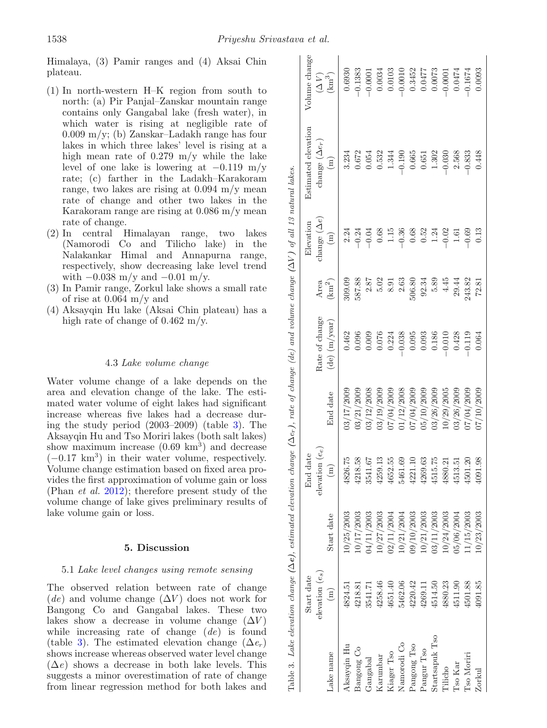Himalaya, (3) Pamir ranges and (4) Aksai Chin plateau.

(1) In north-western H–K region from south to north: (a) Pir Panjal–Zanskar mountain range contains only Gangabal lake (fresh water), in which water is rising at negligible rate of 0.009 m/y; (b) Zanskar–Ladakh range has four lakes in which three lakes' level is rising at a high mean rate of 0.279 m/y while the lake level of one lake is lowering at −0.119 m/y rate; (c) farther in the Ladakh–Karakoram range, two lakes are rising at 0.094 m/y mean rate of change and other two lakes in the Karakoram range are rising at 0.086 m/y mean rate of change.
(2) In central Himalayan range, two lakes (Namorodi Co and Tilicho lake) in the Nalakankar Himal and Annapurna range, respectively, show decreasing lake level trend with −0.038 m/y and −0.01 m/y.
(3) In Pamir range, Zorkul lake shows a small rate of rise at 0.064 m/y and
(4) Aksayqin Hu lake (Aksai Chin plateau) has a high rate of change of 0.462 m/y.

### 4.3 *Lake volume change*

Water volume change of a lake depends on the area and elevation change of the lake. The estimated water volume of eight lakes had significant increase whereas five lakes had a decrease during the study period (2003–2009) (table 3). The Aksayqin Hu and Tso Moriri lakes (both salt lakes) show maximum increase (0.69 $km^3$) and decrease (−0.17 $km^3$) in their water volume, respectively. Volume change estimation based on fixed area provides the first approximation of volume gain or loss (Phan *et al.* 2012); therefore present study of the volume change of lake gives preliminary results of lake volume gain or loss.

Table 3. *Lake elevation change ($\Delta e$), estimated elevation change ($\Delta e_r$), rate of change (de) and volume change ($\Delta V$) of all 13 natural lakes.*

| Lake name | Start date elevation ($e_s$) (m) | Start date | End date elevation ($e_e$) (m) | End date | Rate of change (de) (m/year) | Area ($km^2$) | Elevation change ($\Delta e$) (m) | Estimated elevation change ($\Delta e_r$) (m) | Volume change ($\Delta V$) ($km^3$) |
|---|---|---|---|---|---|---|---|---|---|
| Aksayqin Hu | 4824.51 | 10/25/2003 | 4826.75 | 03/17/2009 | 0.462 | 309.09 | 2.24 | 3.234 | 0.6930 |
| Bangong Co | 4218.81 | 10/17/2003 | 4218.58 | 03/21/2009 | 0.096 | 587.88 | −0.24 | 0.672 | −0.1383 |
| Gangabal | 3541.71 | 04/11/2003 | 3541.67 | 03/12/2008 | 0.009 | 2.87 | −0.04 | 0.054 | −0.0001 |
| Karumbar | 4258.46 | 10/27/2003 | 4259.13 | 03/19/2009 | 0.076 | 5.02 | 0.68 | 0.532 | 0.0034 |
| Kiager Tso | 4651.40 | 02/11/2004 | 4652.55 | 07/04/2009 | 0.224 | 8.91 | 1.15 | 1.344 | 0.0103 |
| Namorodi Co | 5462.06 | 10/21/2004 | 5461.69 | 01/12/2008 | −0.038 | 2.63 | −0.36 | −0.190 | −0.0010 |
| Pangong Tso | 4220.42 | 09/10/2003 | 4221.10 | 07/04/2009 | 0.095 | 506.80 | 0.68 | 0.665 | 0.3452 |
| Pangur Tso | 4269.11 | 10/21/2003 | 4269.63 | 05/10/2009 | 0.093 | 92.34 | 0.52 | 0.651 | 0.0477 |
| Startsapuk Tso | 4514.50 | 03/11/2003 | 4515.75 | 03/26/2009 | 0.186 | 5.89 | 1.24 | 1.302 | 0.0073 |
| Tilicho | 4880.23 | 10/24/2003 | 4880.21 | 10/29/2005 | −0.010 | 4.45 | −0.02 | −0.030 | −0.0001 |
| Tso Kar | 4511.90 | 05/06/2004 | 4513.51 | 03/26/2009 | 0.428 | 29.44 | 1.61 | 2.568 | 0.0474 |
| Tso Moriri | 4501.88 | 11/15/2003 | 4501.20 | 07/04/2009 | −0.119 | 243.82 | −0.69 | −0.833 | −0.1674 |
| Zorkul | 4091.85 | 10/23/2003 | 4091.98 | 07/10/2009 | 0.064 | 72.81 | 0.13 | 0.448 | 0.0093 |

## 5. Discussion

### 5.1 *Lake level changes using remote sensing*

The observed relation between rate of change ($de$) and volume change ($\Delta V$) does not work for Bangong Co and Gangabal lakes. These two lakes show a decrease in volume change ($\Delta V$) while increasing rate of change ($de$) is found (table 3). The estimated elevation change ($\Delta e_r$) shows increase whereas observed water level change ($\Delta e$) shows a decrease in both lake levels. This suggests a minor overestimation of rate of change from linear regression method for both lakes and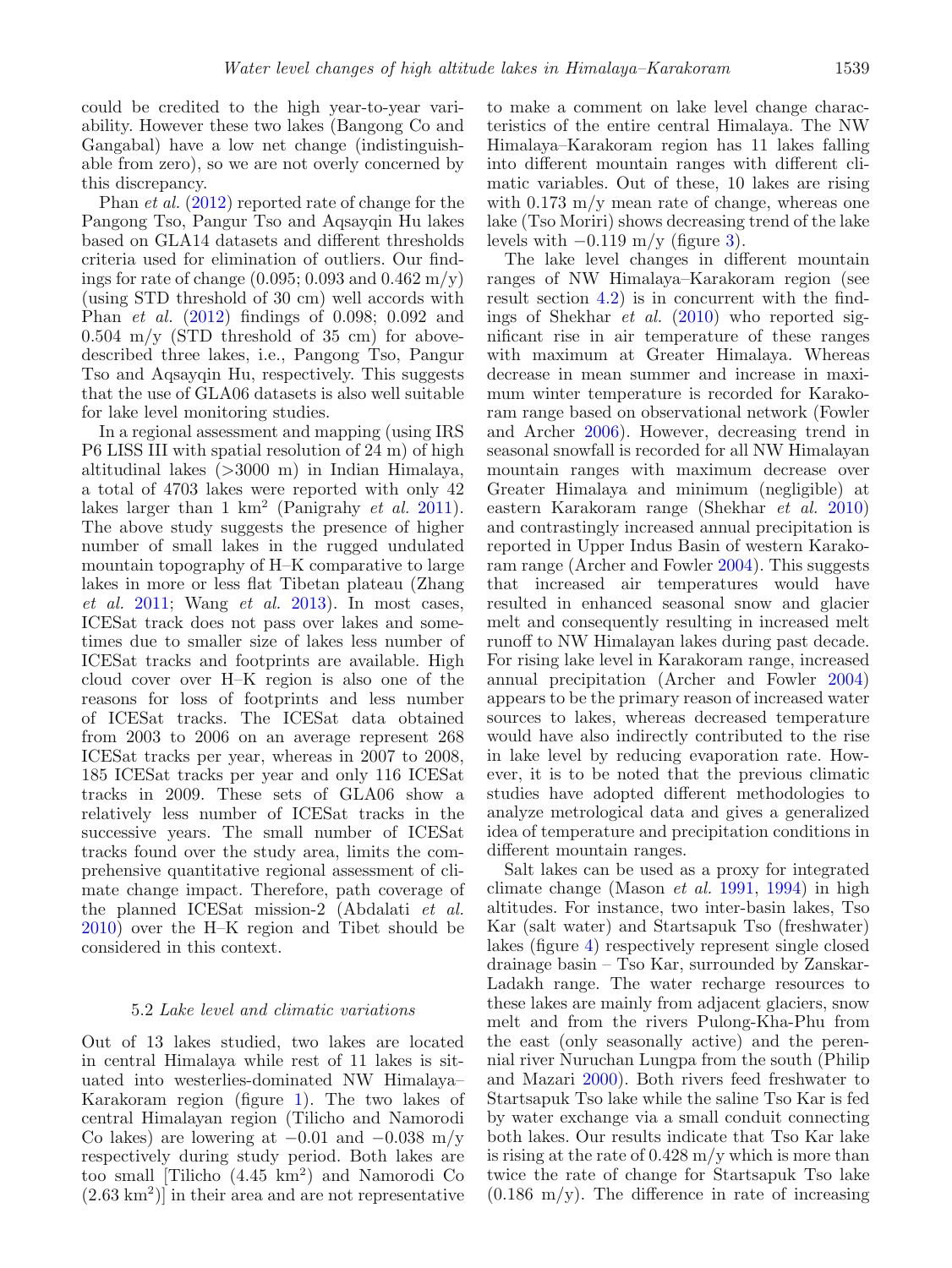could be credited to the high year-to-year variability. However these two lakes (Bangong Co and Gangabal) have a low net change (indistinguishable from zero), so we are not overly concerned by this discrepancy.

Phan *et al.* (2012) reported rate of change for the Pangong Tso, Pangur Tso and Aqsayqin Hu lakes based on GLA14 datasets and different thresholds criteria used for elimination of outliers. Our findings for rate of change (0.095; 0.093 and 0.462 m/y) (using STD threshold of 30 cm) well accords with Phan *et al.* (2012) findings of 0.098; 0.092 and 0.504 m/y (STD threshold of 35 cm) for above-described three lakes, i.e., Pangong Tso, Pangur Tso and Aqsayqin Hu, respectively. This suggests that the use of GLA06 datasets is also well suitable for lake level monitoring studies.

In a regional assessment and mapping (using IRS P6 LISS III with spatial resolution of 24 m) of high altitudinal lakes (>3000 m) in Indian Himalaya, a total of 4703 lakes were reported with only 42 lakes larger than 1 km$^2$ (Panigrahy *et al.* 2011). The above study suggests the presence of higher number of small lakes in the rugged undulated mountain topography of H–K comparative to large lakes in more or less flat Tibetan plateau (Zhang *et al.* 2011; Wang *et al.* 2013). In most cases, ICESat track does not pass over lakes and sometimes due to smaller size of lakes less number of ICESat tracks and footprints are available. High cloud cover over H–K region is also one of the reasons for loss of footprints and less number of ICESat tracks. The ICESat data obtained from 2003 to 2006 on an average represent 268 ICESat tracks per year, whereas in 2007 to 2008, 185 ICESat tracks per year and only 116 ICESat tracks in 2009. These sets of GLA06 show a relatively less number of ICESat tracks in the successive years. The small number of ICESat tracks found over the study area, limits the comprehensive quantitative regional assessment of climate change impact. Therefore, path coverage of the planned ICESat mission-2 (Abdalati *et al.* 2010) over the H–K region and Tibet should be considered in this context.

### 5.2 *Lake level and climatic variations*

Out of 13 lakes studied, two lakes are located in central Himalaya while rest of 11 lakes is situated into westerlies-dominated NW Himalaya–Karakoram region (figure 1). The two lakes of central Himalayan region (Tilicho and Namorodi Co lakes) are lowering at −0.01 and −0.038 m/y respectively during study period. Both lakes are too small [Tilicho (4.45 km$^2$) and Namorodi Co (2.63 km$^2$)] in their area and are not representative to make a comment on lake level change characteristics of the entire central Himalaya. The NW Himalaya–Karakoram region has 11 lakes falling into different mountain ranges with different climatic variables. Out of these, 10 lakes are rising with 0.173 m/y mean rate of change, whereas one lake (Tso Moriri) shows decreasing trend of the lake levels with −0.119 m/y (figure 3).

The lake level changes in different mountain ranges of NW Himalaya–Karakoram region (see result section 4.2) is in concurrent with the findings of Shekhar *et al.* (2010) who reported significant rise in air temperature of these ranges with maximum at Greater Himalaya. Whereas decrease in mean summer and increase in maximum winter temperature is recorded for Karakoram range based on observational network (Fowler and Archer 2006). However, decreasing trend in seasonal snowfall is recorded for all NW Himalayan mountain ranges with maximum decrease over Greater Himalaya and minimum (negligible) at eastern Karakoram range (Shekhar *et al.* 2010) and contrastingly increased annual precipitation is reported in Upper Indus Basin of western Karakoram range (Archer and Fowler 2004). This suggests that increased air temperatures would have resulted in enhanced seasonal snow and glacier melt and consequently resulting in increased melt runoff to NW Himalayan lakes during past decade. For rising lake level in Karakoram range, increased annual precipitation (Archer and Fowler 2004) appears to be the primary reason of increased water sources to lakes, whereas decreased temperature would have also indirectly contributed to the rise in lake level by reducing evaporation rate. However, it is to be noted that the previous climatic studies have adopted different methodologies to analyze metrological data and gives a generalized idea of temperature and precipitation conditions in different mountain ranges.

Salt lakes can be used as a proxy for integrated climate change (Mason *et al.* 1991, 1994) in high altitudes. For instance, two inter-basin lakes, Tso Kar (salt water) and Startsapuk Tso (freshwater) lakes (figure 4) respectively represent single closed drainage basin – Tso Kar, surrounded by Zanskar-Ladakh range. The water recharge resources to these lakes are mainly from adjacent glaciers, snow melt and from the rivers Pulong-Kha-Phu from the east (only seasonally active) and the perennial river Nuruchan Lungpa from the south (Philip and Mazari 2000). Both rivers feed freshwater to Startsapuk Tso lake while the saline Tso Kar is fed by water exchange via a small conduit connecting both lakes. Our results indicate that Tso Kar lake is rising at the rate of 0.428 m/y which is more than twice the rate of change for Startsapuk Tso lake (0.186 m/y). The difference in rate of increasing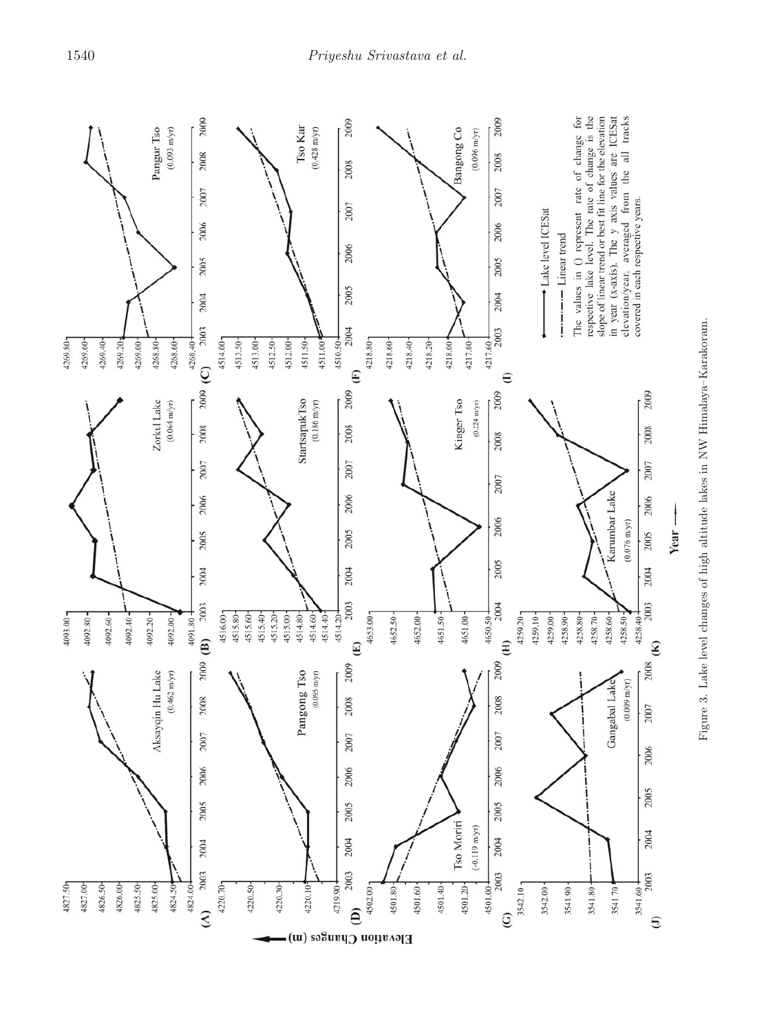Figure 3. Lake level changes of high altitude lakes in NW Himalaya–Karakoram.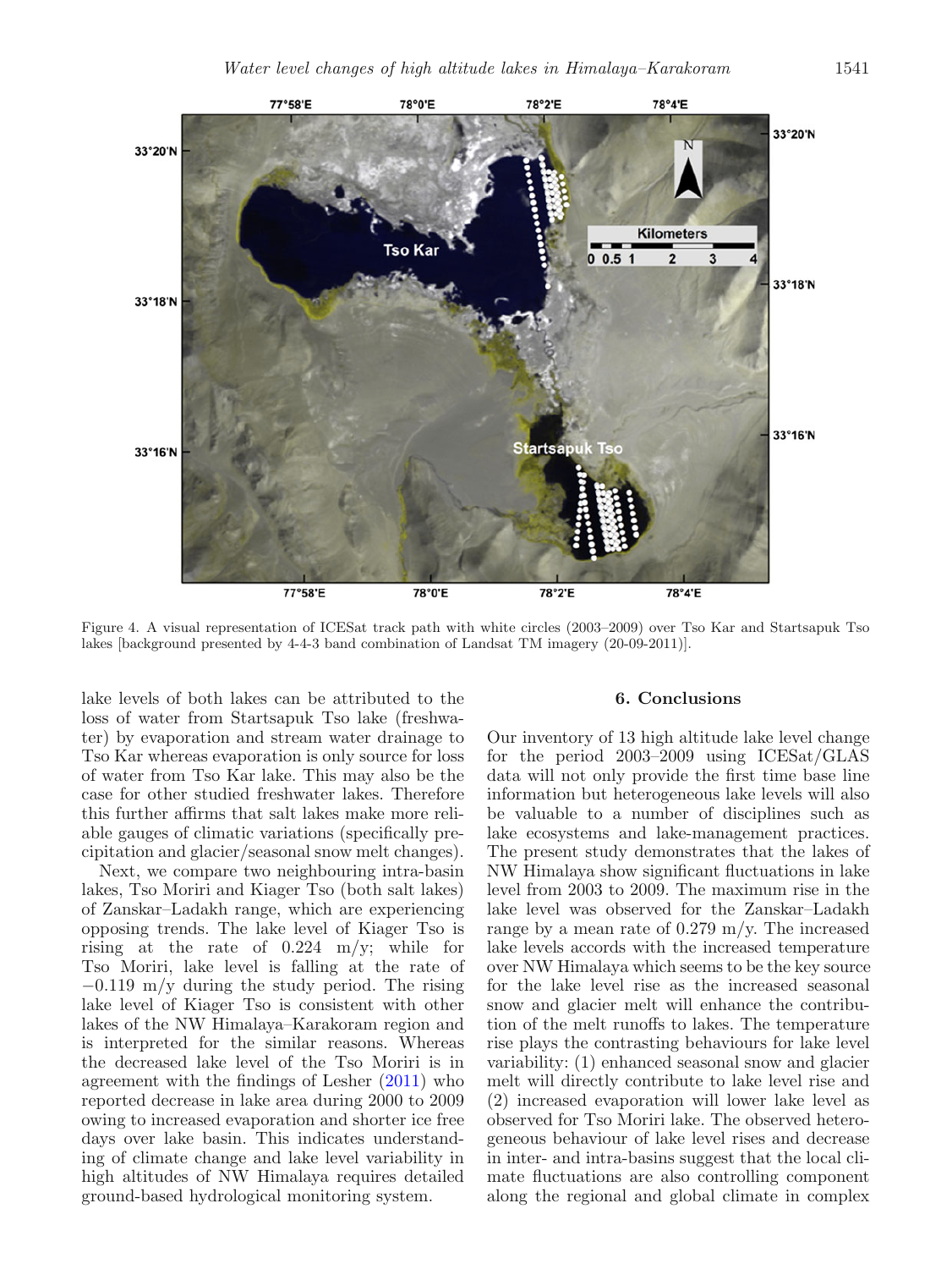Figure 4. A visual representation of ICESat track path with white circles (2003–2009) over Tso Kar and Startsapuk Tso lakes [background presented by 4-4-3 band combination of Landsat TM imagery (20-09-2011)].

lake levels of both lakes can be attributed to the loss of water from Startsapuk Tso lake (freshwater) by evaporation and stream water drainage to Tso Kar whereas evaporation is only source for loss of water from Tso Kar lake. This may also be the case for other studied freshwater lakes. Therefore this further affirms that salt lakes make more reliable gauges of climatic variations (specifically precipitation and glacier/seasonal snow melt changes).

Next, we compare two neighbouring intra-basin lakes, Tso Moriri and Kiager Tso (both salt lakes) of Zanskar–Ladakh range, which are experiencing opposing trends. The lake level of Kiager Tso is rising at the rate of 0.224 m/y; while for Tso Moriri, lake level is falling at the rate of −0.119 m/y during the study period. The rising lake level of Kiager Tso is consistent with other lakes of the NW Himalaya–Karakoram region and is interpreted for the similar reasons. Whereas the decreased lake level of the Tso Moriri is in agreement with the findings of Lesher (2011) who reported decrease in lake area during 2000 to 2009 owing to increased evaporation and shorter ice free days over lake basin. This indicates understanding of climate change and lake level variability in high altitudes of NW Himalaya requires detailed ground-based hydrological monitoring system.

## 6. Conclusions

Our inventory of 13 high altitude lake level change for the period 2003–2009 using ICESat/GLAS data will not only provide the first time base line information but heterogeneous lake levels will also be valuable to a number of disciplines such as lake ecosystems and lake-management practices. The present study demonstrates that the lakes of NW Himalaya show significant fluctuations in lake level from 2003 to 2009. The maximum rise in the lake level was observed for the Zanskar–Ladakh range by a mean rate of 0.279 m/y. The increased lake levels accords with the increased temperature over NW Himalaya which seems to be the key source for the lake level rise as the increased seasonal snow and glacier melt will enhance the contribution of the melt runoffs to lakes. The temperature rise plays the contrasting behaviours for lake level variability: (1) enhanced seasonal snow and glacier melt will directly contribute to lake level rise and (2) increased evaporation will lower lake level as observed for Tso Moriri lake. The observed heterogeneous behaviour of lake level rises and decrease in inter- and intra-basins suggest that the local climate fluctuations are also controlling component along the regional and global climate in complex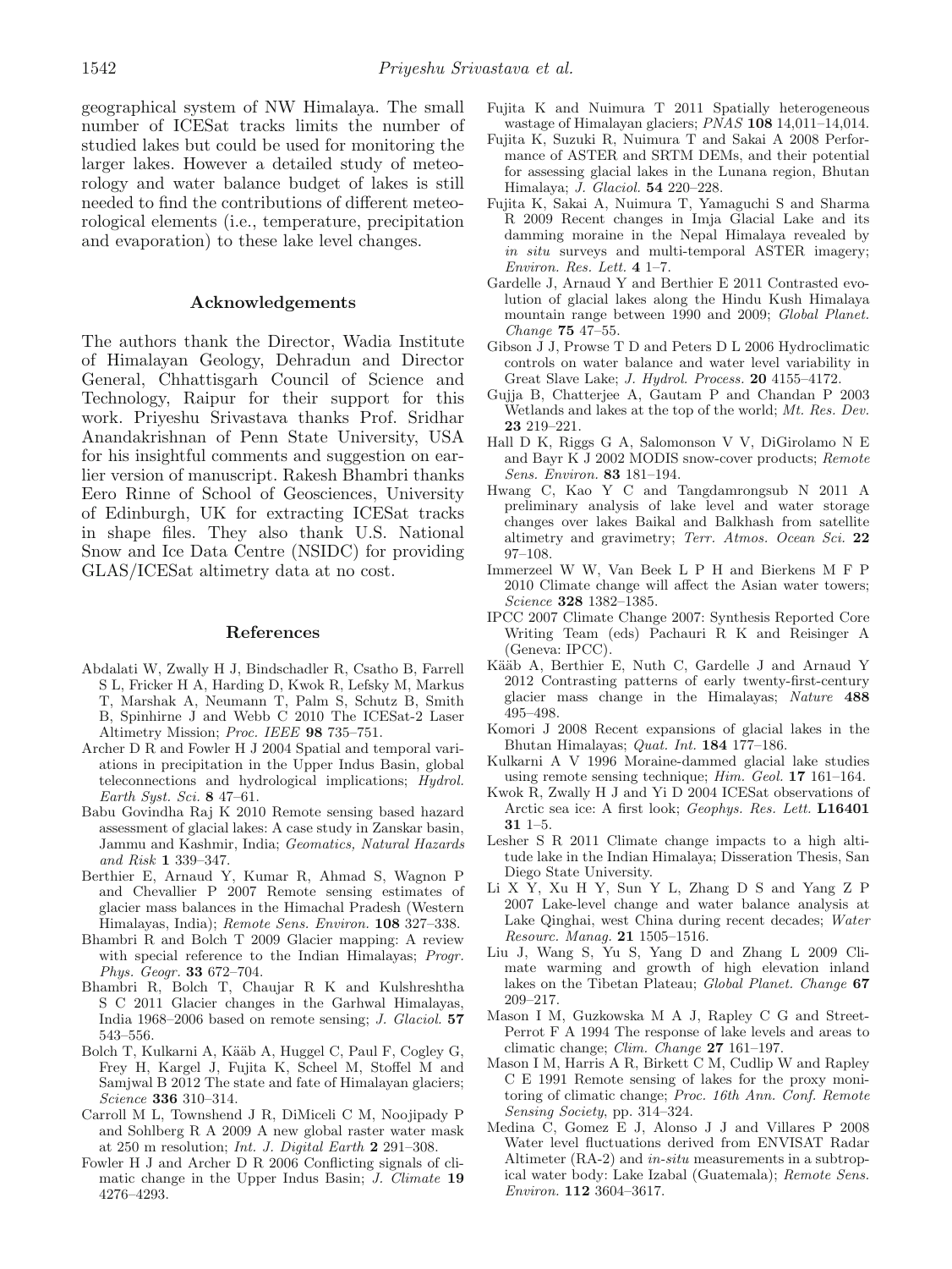geographical system of NW Himalaya. The small number of ICESat tracks limits the number of studied lakes but could be used for monitoring the larger lakes. However a detailed study of meteorology and water balance budget of lakes is still needed to find the contributions of different meteorological elements (i.e., temperature, precipitation and evaporation) to these lake level changes.

## Acknowledgements

The authors thank the Director, Wadia Institute of Himalayan Geology, Dehradun and Director General, Chhattisgarh Council of Science and Technology, Raipur for their support for this work. Priyeshu Srivastava thanks Prof. Sridhar Anandakrishnan of Penn State University, USA for his insightful comments and suggestion on earlier version of manuscript. Rakesh Bhambri thanks Eero Rinne of School of Geosciences, University of Edinburgh, UK for extracting ICESat tracks in shape files. They also thank U.S. National Snow and Ice Data Centre (NSIDC) for providing GLAS/ICESat altimetry data at no cost.

## References

Abdalati W, Zwally H J, Bindschadler R, Csatho B, Farrell S L, Fricker H A, Harding D, Kwok R, Lefsky M, Markus T, Marshak A, Neumann T, Palm S, Schutz B, Smith B, Spinhirne J and Webb C 2010 The ICESat-2 Laser Altimetry Mission; *Proc. IEEE* **98** 735–751.

Archer D R and Fowler H J 2004 Spatial and temporal variations in precipitation in the Upper Indus Basin, global teleconnections and hydrological implications; *Hydrol. Earth Syst. Sci.* **8** 47–61.

Babu Govindha Raj K 2010 Remote sensing based hazard assessment of glacial lakes: A case study in Zanskar basin, Jammu and Kashmir, India; *Geomatics, Natural Hazards and Risk* **1** 339–347.

Berthier E, Arnaud Y, Kumar R, Ahmad S, Wagnon P and Chevallier P 2007 Remote sensing estimates of glacier mass balances in the Himachal Pradesh (Western Himalayas, India); *Remote Sens. Environ.* **108** 327–338.

Bhambri R and Bolch T 2009 Glacier mapping: A review with special reference to the Indian Himalayas; *Progr. Phys. Geogr.* **33** 672–704.

Bhambri R, Bolch T, Chaujar R K and Kulshreshtha S C 2011 Glacier changes in the Garhwal Himalayas, India 1968–2006 based on remote sensing; *J. Glaciol.* **57** 543–556.

Bolch T, Kulkarni A, Kääb A, Huggel C, Paul F, Cogley G, Frey H, Kargel J, Fujita K, Scheel M, Stoffel M and Samjwal B 2012 The state and fate of Himalayan glaciers; *Science* **336** 310–314.

Carroll M L, Townshend J R, DiMiceli C M, Noojipady P and Sohlberg R A 2009 A new global raster water mask at 250 m resolution; *Int. J. Digital Earth* **2** 291–308.

Fowler H J and Archer D R 2006 Conflicting signals of climatic change in the Upper Indus Basin; *J. Climate* **19** 4276–4293.

Fujita K and Nuimura T 2011 Spatially heterogeneous wastage of Himalayan glaciers; *PNAS* **108** 14,011–14,014.

Fujita K, Suzuki R, Nuimura T and Sakai A 2008 Performance of ASTER and SRTM DEMs, and their potential for assessing glacial lakes in the Lunana region, Bhutan Himalaya; *J. Glaciol.* **54** 220–228.

Fujita K, Sakai A, Nuimura T, Yamaguchi S and Sharma R 2009 Recent changes in Imja Glacial Lake and its damming moraine in the Nepal Himalaya revealed by *in situ* surveys and multi-temporal ASTER imagery; *Environ. Res. Lett.* **4** 1–7.

Gardelle J, Arnaud Y and Berthier E 2011 Contrasted evolution of glacial lakes along the Hindu Kush Himalaya mountain range between 1990 and 2009; *Global Planet. Change* **75** 47–55.

Gibson J J, Prowse T D and Peters D L 2006 Hydroclimatic controls on water balance and water level variability in Great Slave Lake; *J. Hydrol. Process.* **20** 4155–4172.

Gujja B, Chatterjee A, Gautam P and Chandan P 2003 Wetlands and lakes at the top of the world; *Mt. Res. Dev.* **23** 219–221.

Hall D K, Riggs G A, Salomonson V V, DiGirolamo N E and Bayr K J 2002 MODIS snow-cover products; *Remote Sens. Environ.* **83** 181–194.

Hwang C, Kao Y C and Tangdamrongsub N 2011 A preliminary analysis of lake level and water storage changes over lakes Baikal and Balkhash from satellite altimetry and gravimetry; *Terr. Atmos. Ocean Sci.* **22** 97–108.

Immerzeel W W, Van Beek L P H and Bierkens M F P 2010 Climate change will affect the Asian water towers; *Science* **328** 1382–1385.

IPCC 2007 Climate Change 2007: Synthesis Reported Core Writing Team (eds) Pachauri R K and Reisinger A (Geneva: IPCC).

Kääb A, Berthier E, Nuth C, Gardelle J and Arnaud Y 2012 Contrasting patterns of early twenty-first-century glacier mass change in the Himalayas; *Nature* **488** 495–498.

Komori J 2008 Recent expansions of glacial lakes in the Bhutan Himalayas; *Quat. Int.* **184** 177–186.

Kulkarni A V 1996 Moraine-dammed glacial lake studies using remote sensing technique; *Him. Geol.* **17** 161–164.

Kwok R, Zwally H J and Yi D 2004 ICESat observations of Arctic sea ice: A first look; *Geophys. Res. Lett.* **L16401** **31** 1–5.

Lesher S R 2011 Climate change impacts to a high altitude lake in the Indian Himalaya; Disseration Thesis, San Diego State University.

Li X Y, Xu H Y, Sun Y L, Zhang D S and Yang Z P 2007 Lake-level change and water balance analysis at Lake Qinghai, west China during recent decades; *Water Resourc. Manag.* **21** 1505–1516.

Liu J, Wang S, Yu S, Yang D and Zhang L 2009 Climate warming and growth of high elevation inland lakes on the Tibetan Plateau; *Global Planet. Change* **67** 209–217.

Mason I M, Guzkowska M A J, Rapley C G and Street-Perrot F A 1994 The response of lake levels and areas to climatic change; *Clim. Change* **27** 161–197.

Mason I M, Harris A R, Birkett C M, Cudlip W and Rapley C E 1991 Remote sensing of lakes for the proxy monitoring of climatic change; *Proc. 16th Ann. Conf. Remote Sensing Society*, pp. 314–324.

Medina C, Gomez E J, Alonso J J and Villares P 2008 Water level fluctuations derived from ENVISAT Radar Altimeter (RA-2) and *in-situ* measurements in a subtropical water body: Lake Izabal (Guatemala); *Remote Sens. Environ.* **112** 3604–3617.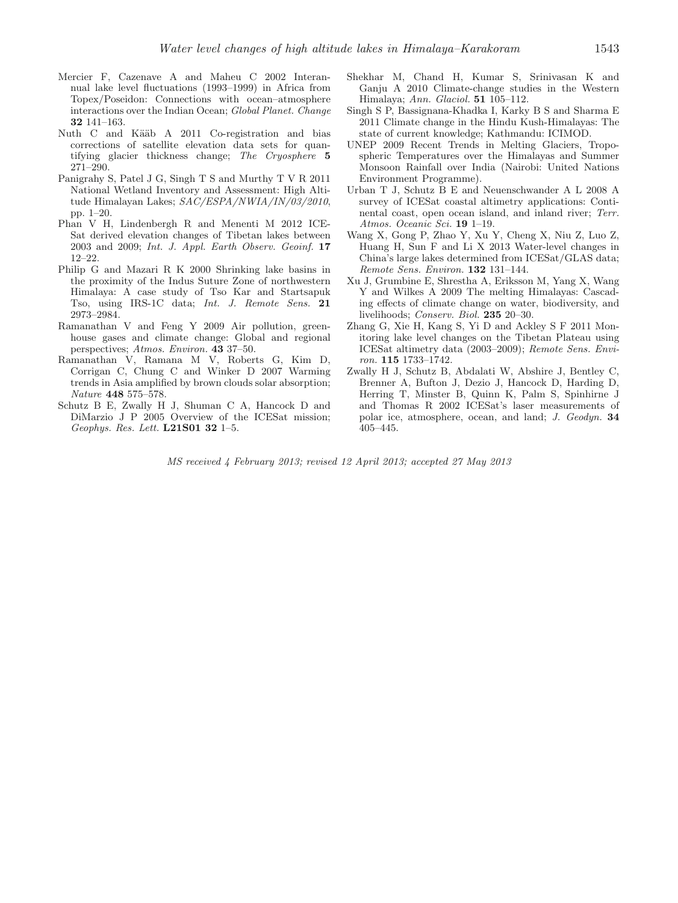Mercier F, Cazenave A and Maheu C 2002 Interannual lake level fluctuations (1993–1999) in Africa from Topex/Poseidon: Connections with ocean–atmosphere interactions over the Indian Ocean; *Global Planet. Change* **32** 141–163.

Nuth C and Kääb A 2011 Co-registration and bias corrections of satellite elevation data sets for quantifying glacier thickness change; *The Cryosphere* **5** 271–290.

Panigrahy S, Patel J G, Singh T S and Murthy T V R 2011 National Wetland Inventory and Assessment: High Altitude Himalayan Lakes; *SAC/ESPA/NWIA/IN/03/2010*, pp. 1–20.

Phan V H, Lindenbergh R and Menenti M 2012 ICESat derived elevation changes of Tibetan lakes between 2003 and 2009; *Int. J. Appl. Earth Observ. Geoinf.* **17** 12–22.

Philip G and Mazari R K 2000 Shrinking lake basins in the proximity of the Indus Suture Zone of northwestern Himalaya: A case study of Tso Kar and Startsapuk Tso, using IRS-1C data; *Int. J. Remote Sens.* **21** 2973–2984.

Ramanathan V and Feng Y 2009 Air pollution, greenhouse gases and climate change: Global and regional perspectives; *Atmos. Environ.* **43** 37–50.

Ramanathan V, Ramana M V, Roberts G, Kim D, Corrigan C, Chung C and Winker D 2007 Warming trends in Asia amplified by brown clouds solar absorption; *Nature* **448** 575–578.

Schutz B E, Zwally H J, Shuman C A, Hancock D and DiMarzio J P 2005 Overview of the ICESat mission; *Geophys. Res. Lett.* **L21S01** **32** 1–5.

Shekhar M, Chand H, Kumar S, Srinivasan K and Ganju A 2010 Climate-change studies in the Western Himalaya; *Ann. Glaciol.* **51** 105–112.

Singh S P, Bassignana-Khadka I, Karky B S and Sharma E 2011 Climate change in the Hindu Kush-Himalayas: The state of current knowledge; Kathmandu: ICIMOD.

UNEP 2009 Recent Trends in Melting Glaciers, Tropospheric Temperatures over the Himalayas and Summer Monsoon Rainfall over India (Nairobi: United Nations Environment Programme).

Urban T J, Schutz B E and Neuenschwander A L 2008 A survey of ICESat coastal altimetry applications: Continental coast, open ocean island, and inland river; *Terr. Atmos. Oceanic Sci.* **19** 1–19.

Wang X, Gong P, Zhao Y, Xu Y, Cheng X, Niu Z, Luo Z, Huang H, Sun F and Li X 2013 Water-level changes in China's large lakes determined from ICESat/GLAS data; *Remote Sens. Environ.* **132** 131–144.

Xu J, Grumbine E, Shrestha A, Eriksson M, Yang X, Wang Y and Wilkes A 2009 The melting Himalayas: Cascading effects of climate change on water, biodiversity, and livelihoods; *Conserv. Biol.* **235** 20–30.

Zhang G, Xie H, Kang S, Yi D and Ackley S F 2011 Monitoring lake level changes on the Tibetan Plateau using ICESat altimetry data (2003–2009); *Remote Sens. Environ.* **115** 1733–1742.

Zwally H J, Schutz B, Abdalati W, Abshire J, Bentley C, Brenner A, Bufton J, Dezio J, Hancock D, Harding D, Herring T, Minster B, Quinn K, Palm S, Spinhirne J and Thomas R 2002 ICESat's laser measurements of polar ice, atmosphere, ocean, and land; *J. Geodyn.* **34** 405–445.

*MS received 4 February 2013; revised 12 April 2013; accepted 27 May 2013*